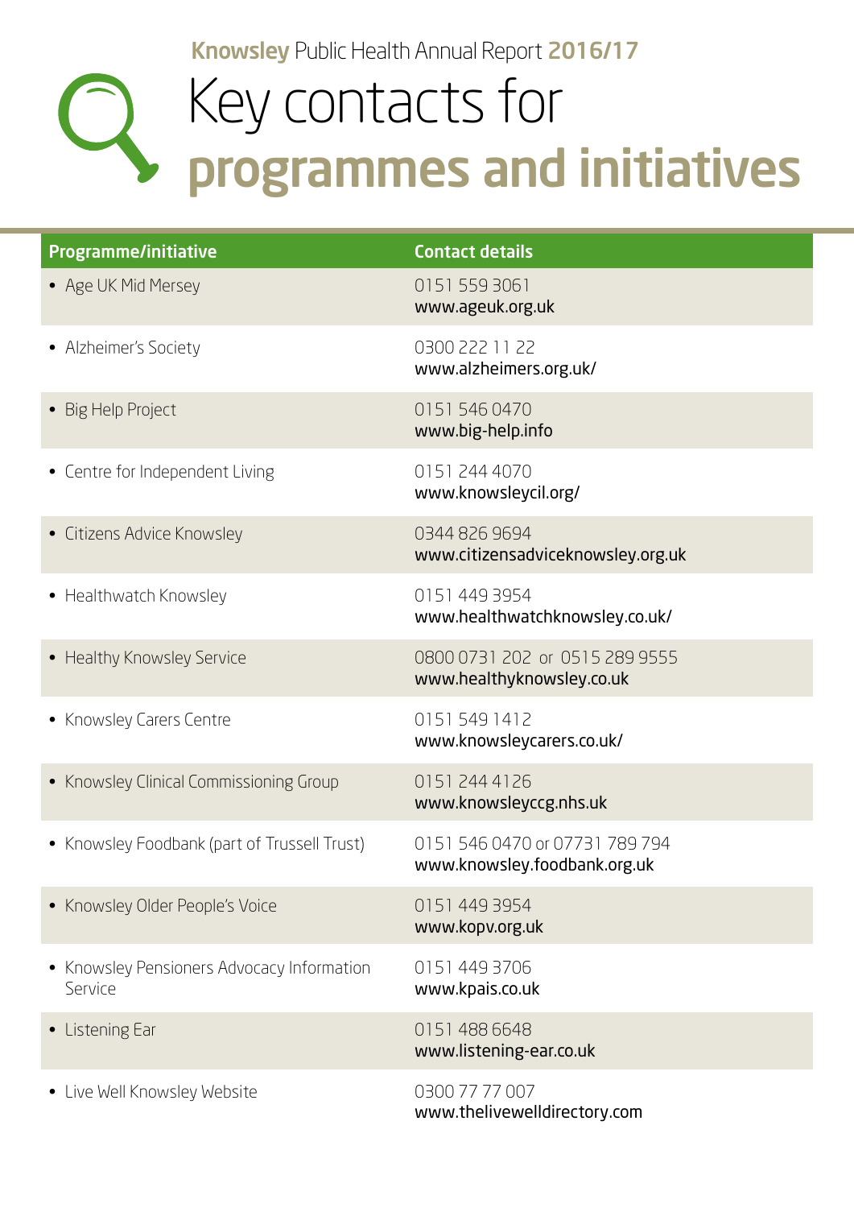**Knowsley** Public Health Annual Report **2016/17**

# Key contacts for **programmes and initiatives**

| Programme/initiative | Contact details |
|---|---|
| • Age UK Mid Mersey | 0151 559 3061<br>www.ageuk.org.uk |
| • Alzheimer's Society | 0300 222 11 22<br>www.alzheimers.org.uk/ |
| • Big Help Project | 0151 546 0470<br>www.big-help.info |
| • Centre for Independent Living | 0151 244 4070<br>www.knowsleycil.org/ |
| • Citizens Advice Knowsley | 0344 826 9694<br>www.citizensadviceknowsley.org.uk |
| • Healthwatch Knowsley | 0151 449 3954<br>www.healthwatchknowsley.co.uk/ |
| • Healthy Knowsley Service | 0800 0731 202 or 0515 289 9555<br>www.healthyknowsley.co.uk |
| • Knowsley Carers Centre | 0151 549 1412<br>www.knowsleycarers.co.uk/ |
| • Knowsley Clinical Commissioning Group | 0151 244 4126<br>www.knowsleyccg.nhs.uk |
| • Knowsley Foodbank (part of Trussell Trust) | 0151 546 0470 or 07731 789 794<br>www.knowsley.foodbank.org.uk |
| • Knowsley Older People's Voice | 0151 449 3954<br>www.kopv.org.uk |
| • Knowsley Pensioners Advocacy Information Service | 0151 449 3706<br>www.kpais.co.uk |
| • Listening Ear | 0151 488 6648<br>www.listening-ear.co.uk |
| • Live Well Knowsley Website | 0300 77 77 007<br>www.thelivewelldirectory.com |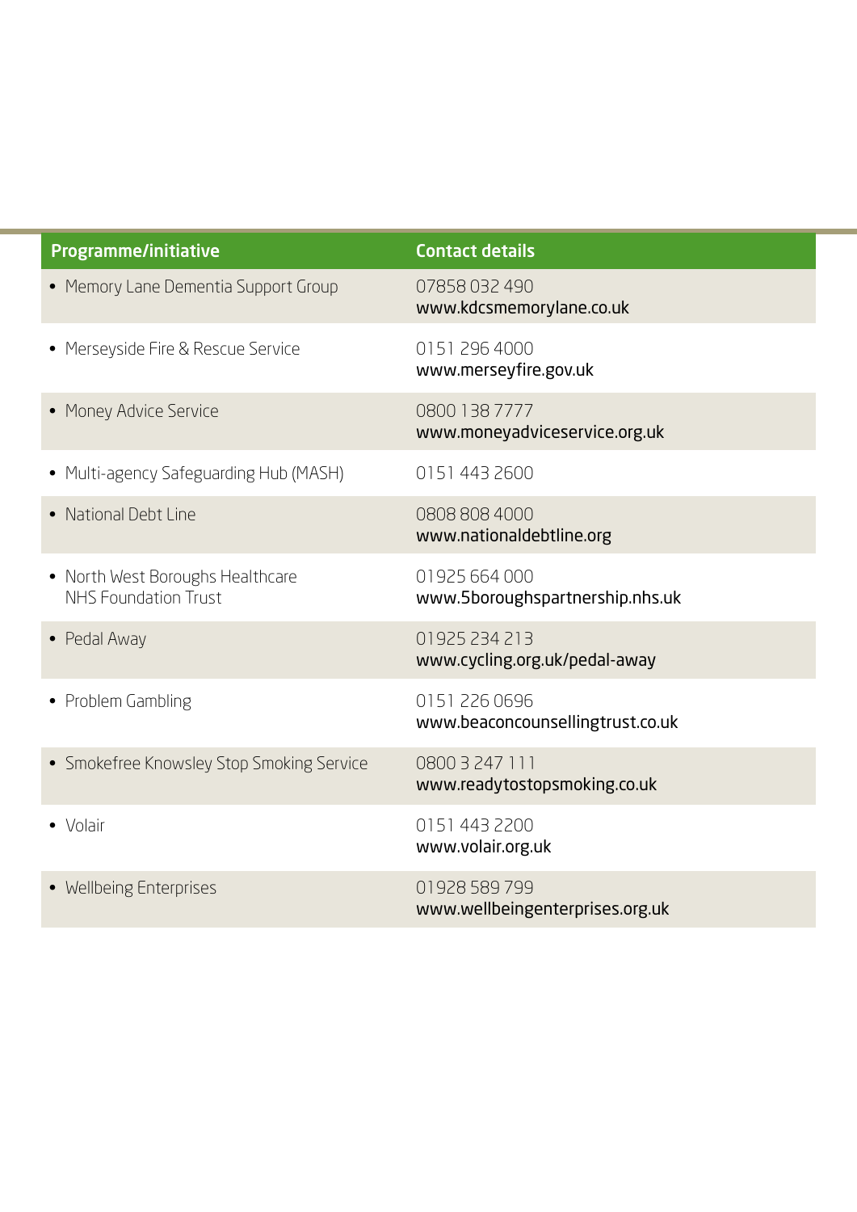| Programme/initiative | Contact details |
|---|---|
| • Memory Lane Dementia Support Group | 07858 032 490<br>www.kdcsmemorylane.co.uk |
| • Merseyside Fire & Rescue Service | 0151 296 4000<br>www.merseyfire.gov.uk |
| • Money Advice Service | 0800 138 7777<br>www.moneyadviceservice.org.uk |
| • Multi-agency Safeguarding Hub (MASH) | 0151 443 2600 |
| • National Debt Line | 0808 808 4000<br>www.nationaldebtline.org |
| • North West Boroughs Healthcare NHS Foundation Trust | 01925 664 000<br>www.5boroughspartnership.nhs.uk |
| • Pedal Away | 01925 234 213<br>www.cycling.org.uk/pedal-away |
| • Problem Gambling | 0151 226 0696<br>www.beaconcounsellingtrust.co.uk |
| • Smokefree Knowsley Stop Smoking Service | 0800 3 247 111<br>www.readytostopsmoking.co.uk |
| • Volair | 0151 443 2200<br>www.volair.org.uk |
| • Wellbeing Enterprises | 01928 589 799<br>www.wellbeingenterprises.org.uk |